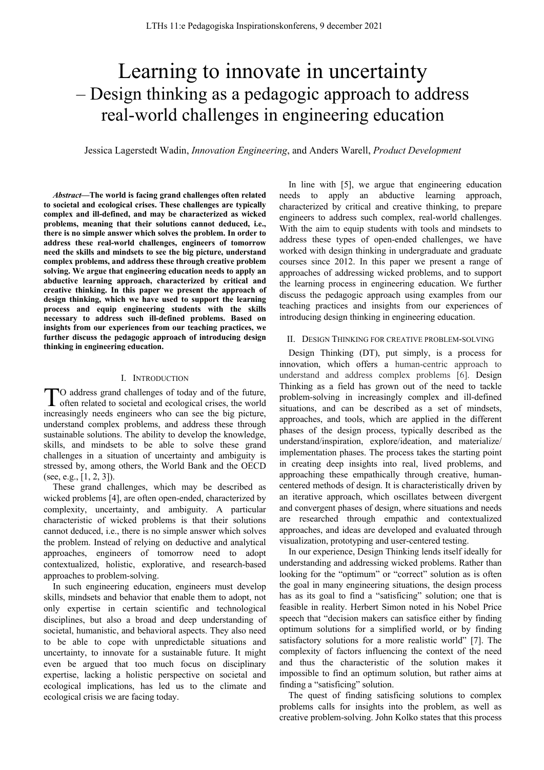# Learning to innovate in uncertainty
## – Design thinking as a pedagogic approach to address real-world challenges in engineering education

Jessica Lagerstedt Wadin, *Innovation Engineering*, and Anders Warell, *Product Development*

***Abstract*—The world is facing grand challenges often related to societal and ecological crises. These challenges are typically complex and ill-defined, and may be characterized as wicked problems, meaning that their solutions cannot deduced, i.e., there is no simple answer which solves the problem. In order to address these real-world challenges, engineers of tomorrow need the skills and mindsets to see the big picture, understand complex problems, and address these through creative problem solving. We argue that engineering education needs to apply an abductive learning approach, characterized by critical and creative thinking. In this paper we present the approach of design thinking, which we have used to support the learning process and equip engineering students with the skills necessary to address such ill-defined problems. Based on insights from our experiences from our teaching practices, we further discuss the pedagogic approach of introducing design thinking in engineering education.**

## I. Introduction

To address grand challenges of today and of the future, often related to societal and ecological crises, the world increasingly needs engineers who can see the big picture, understand complex problems, and address these through sustainable solutions. The ability to develop the knowledge, skills, and mindsets to be able to solve these grand challenges in a situation of uncertainty and ambiguity is stressed by, among others, the World Bank and the OECD (see, e.g., [1, 2, 3]).

These grand challenges, which may be described as wicked problems [4], are often open-ended, characterized by complexity, uncertainty, and ambiguity. A particular characteristic of wicked problems is that their solutions cannot deduced, i.e., there is no simple answer which solves the problem. Instead of relying on deductive and analytical approaches, engineers of tomorrow need to adopt contextualized, holistic, explorative, and research-based approaches to problem-solving.

In such engineering education, engineers must develop skills, mindsets and behavior that enable them to adopt, not only expertise in certain scientific and technological disciplines, but also a broad and deep understanding of societal, humanistic, and behavioral aspects. They also need to be able to cope with unpredictable situations and uncertainty, to innovate for a sustainable future. It might even be argued that too much focus on disciplinary expertise, lacking a holistic perspective on societal and ecological implications, has led us to the climate and ecological crisis we are facing today.

In line with [5], we argue that engineering education needs to apply an abductive learning approach, characterized by critical and creative thinking, to prepare engineers to address such complex, real-world challenges. With the aim to equip students with tools and mindsets to address these types of open-ended challenges, we have worked with design thinking in undergraduate and graduate courses since 2012. In this paper we present a range of approaches of addressing wicked problems, and to support the learning process in engineering education. We further discuss the pedagogic approach using examples from our teaching practices and insights from our experiences of introducing design thinking in engineering education.

## II. Design Thinking for Creative Problem-Solving

Design Thinking (DT), put simply, is a process for innovation, which offers a human-centric approach to understand and address complex problems [6]. Design Thinking as a field has grown out of the need to tackle problem-solving in increasingly complex and ill-defined situations, and can be described as a set of mindsets, approaches, and tools, which are applied in the different phases of the design process, typically described as the understand/inspiration, explore/ideation, and materialize/ implementation phases. The process takes the starting point in creating deep insights into real, lived problems, and approaching these empathically through creative, human-centered methods of design. It is characteristically driven by an iterative approach, which oscillates between divergent and convergent phases of design, where situations and needs are researched through empathic and contextualized approaches, and ideas are developed and evaluated through visualization, prototyping and user-centered testing.

In our experience, Design Thinking lends itself ideally for understanding and addressing wicked problems. Rather than looking for the "optimum" or "correct" solution as is often the goal in many engineering situations, the design process has as its goal to find a "satisficing" solution; one that is feasible in reality. Herbert Simon noted in his Nobel Price speech that "decision makers can satisfice either by finding optimum solutions for a simplified world, or by finding satisfactory solutions for a more realistic world" [7]. The complexity of factors influencing the context of the need and thus the characteristic of the solution makes it impossible to find an optimum solution, but rather aims at finding a "satisficing" solution.

The quest of finding satisficing solutions to complex problems calls for insights into the problem, as well as creative problem-solving. John Kolko states that this process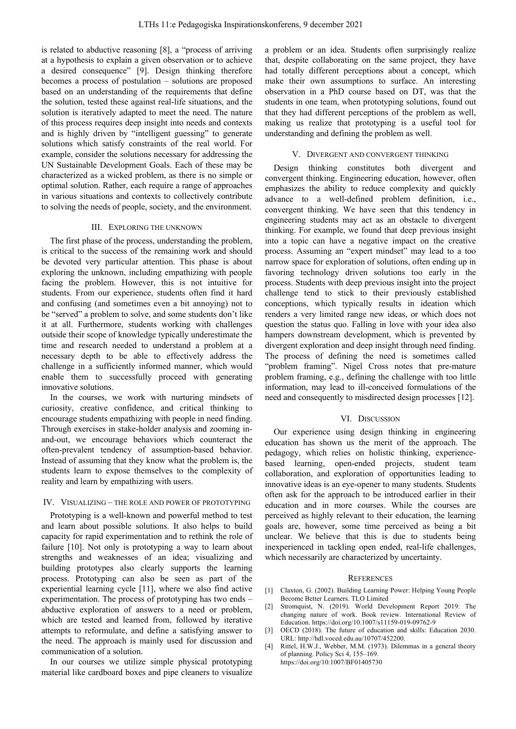is related to abductive reasoning [8], a "process of arriving at a hypothesis to explain a given observation or to achieve a desired consequence" [9]. Design thinking therefore becomes a process of postulation – solutions are proposed based on an understanding of the requirements that define the solution, tested these against real-life situations, and the solution is iteratively adapted to meet the need. The nature of this process requires deep insight into needs and contexts and is highly driven by "intelligent guessing" to generate solutions which satisfy constraints of the real world. For example, consider the solutions necessary for addressing the UN Sustainable Development Goals. Each of these may be characterized as a wicked problem, as there is no simple or optimal solution. Rather, each require a range of approaches in various situations and contexts to collectively contribute to solving the needs of people, society, and the environment.

## III. Exploring the Unknown

The first phase of the process, understanding the problem, is critical to the success of the remaining work and should be devoted very particular attention. This phase is about exploring the unknown, including empathizing with people facing the problem. However, this is not intuitive for students. From our experience, students often find it hard and confusing (and sometimes even a bit annoying) not to be "served" a problem to solve, and some students don't like it at all. Furthermore, students working with challenges outside their scope of knowledge typically underestimate the time and research needed to understand a problem at a necessary depth to be able to effectively address the challenge in a sufficiently informed manner, which would enable them to successfully proceed with generating innovative solutions.

In the courses, we work with nurturing mindsets of curiosity, creative confidence, and critical thinking to encourage students empathizing with people in need finding. Through exercises in stake-holder analysis and zooming in-and-out, we encourage behaviors which counteract the often-prevalent tendency of assumption-based behavior. Instead of assuming that they know what the problem is, the students learn to expose themselves to the complexity of reality and learn by empathizing with users.

## IV. Visualizing – the Role and Power of Prototyping

Prototyping is a well-known and powerful method to test and learn about possible solutions. It also helps to build capacity for rapid experimentation and to rethink the role of failure [10]. Not only is prototyping a way to learn about strengths and weaknesses of an idea; visualizing and building prototypes also clearly supports the learning process. Prototyping can also be seen as part of the experiential learning cycle [11], where we also find active experimentation. The process of prototyping has two ends – abductive exploration of answers to a need or problem, which are tested and learned from, followed by iterative attempts to reformulate, and define a satisfying answer to the need. The approach is mainly used for discussion and communication of a solution.

In our courses we utilize simple physical prototyping material like cardboard boxes and pipe cleaners to visualize a problem or an idea. Students often surprisingly realize that, despite collaborating on the same project, they have had totally different perceptions about a concept, which make their own assumptions to surface. An interesting observation in a PhD course based on DT, was that the students in one team, when prototyping solutions, found out that they had different perceptions of the problem as well, making us realize that prototyping is a useful tool for understanding and defining the problem as well.

## V. Divergent and Convergent Thinking

Design thinking constitutes both divergent and convergent thinking. Engineering education, however, often emphasizes the ability to reduce complexity and quickly advance to a well-defined problem definition, i.e., convergent thinking. We have seen that this tendency in engineering students may act as an obstacle to divergent thinking. For example, we found that deep previous insight into a topic can have a negative impact on the creative process. Assuming an "expert mindset" may lead to a too narrow space for exploration of solutions, often ending up in favoring technology driven solutions too early in the process. Students with deep previous insight into the project challenge tend to stick to their previously established conceptions, which typically results in ideation which renders a very limited range new ideas, or which does not question the status quo. Falling in love with your idea also hampers downstream development, which is prevented by divergent exploration and deep insight through need finding. The process of defining the need is sometimes called "problem framing". Nigel Cross notes that pre-mature problem framing, e.g., defining the challenge with too little information, may lead to ill-conceived formulations of the need and consequently to misdirected design processes [12].

## VI. Discussion

Our experience using design thinking in engineering education has shown us the merit of the approach. The pedagogy, which relies on holistic thinking, experience-based learning, open-ended projects, student team collaboration, and exploration of opportunities leading to innovative ideas is an eye-opener to many students. Students often ask for the approach to be introduced earlier in their education and in more courses. While the courses are perceived as highly relevant to their education, the learning goals are, however, some time perceived as being a bit unclear. We believe that this is due to students being inexperienced in tackling open ended, real-life challenges, which necessarily are characterized by uncertainty.

## References

[1] Claxton, G. (2002). Building Learning Power: Helping Young People Become Better Learners. TLO Limited

[2] Stromquist, N. (2019). World Development Report 2019: The changing nature of work. Book review. International Review of Education. https://doi.org/10.1007/s11159-019-09762-9

[3] OECD (2018). The future of education and skills: Education 2030. URL: http://hdl.voced.edu.au/10707/452200.

[4] Rittel, H.W.J., Webber, M.M. (1973). Dilemmas in a general theory of planning. Policy Sci 4, 155–169. https://doi.org/10.1007/BF01405730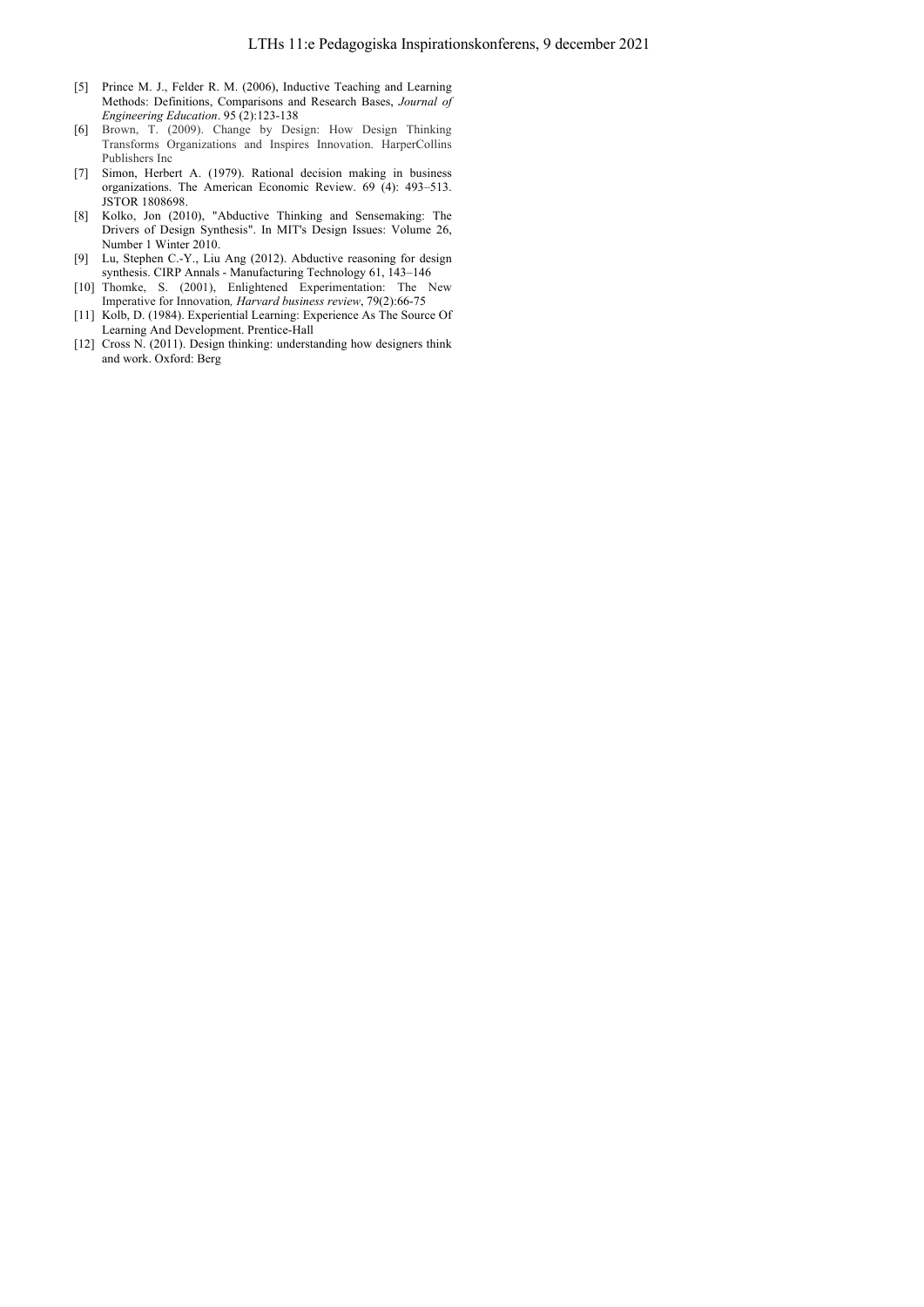[5] Prince M. J., Felder R. M. (2006), Inductive Teaching and Learning Methods: Definitions, Comparisons and Research Bases, *Journal of Engineering Education*. 95 (2):123-138

[6] Brown, T. (2009). Change by Design: How Design Thinking Transforms Organizations and Inspires Innovation. HarperCollins Publishers Inc

[7] Simon, Herbert A. (1979). Rational decision making in business organizations. The American Economic Review. 69 (4): 493–513. JSTOR 1808698.

[8] Kolko, Jon (2010), "Abductive Thinking and Sensemaking: The Drivers of Design Synthesis". In MIT's Design Issues: Volume 26, Number 1 Winter 2010.

[9] Lu, Stephen C.-Y., Liu Ang (2012). Abductive reasoning for design synthesis. CIRP Annals - Manufacturing Technology 61, 143–146

[10] Thomke, S. (2001), Enlightened Experimentation: The New Imperative for Innovation*, Harvard business review*, 79(2):66-75

[11] Kolb, D. (1984). Experiential Learning: Experience As The Source Of Learning And Development. Prentice-Hall

[12] Cross N. (2011). Design thinking: understanding how designers think and work. Oxford: Berg